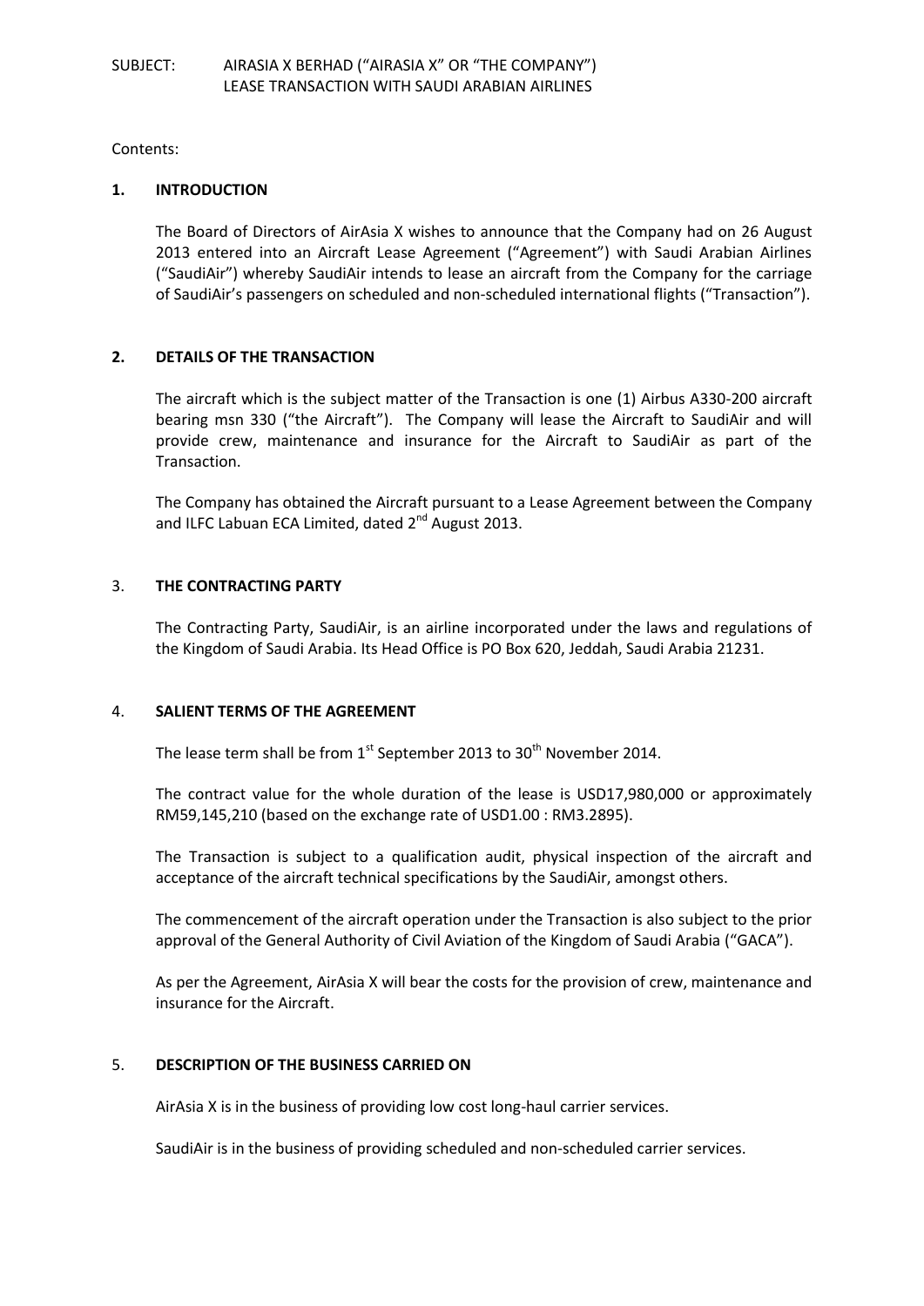SUBJECT: AIRASIA X BERHAD ("AIRASIA X" OR "THE COMPANY")
LEASE TRANSACTION WITH SAUDI ARABIAN AIRLINES

Contents:

## 1. INTRODUCTION

The Board of Directors of AirAsia X wishes to announce that the Company had on 26 August 2013 entered into an Aircraft Lease Agreement ("Agreement") with Saudi Arabian Airlines ("SaudiAir") whereby SaudiAir intends to lease an aircraft from the Company for the carriage of SaudiAir's passengers on scheduled and non-scheduled international flights ("Transaction").

## 2. DETAILS OF THE TRANSACTION

The aircraft which is the subject matter of the Transaction is one (1) Airbus A330-200 aircraft bearing msn 330 ("the Aircraft"). The Company will lease the Aircraft to SaudiAir and will provide crew, maintenance and insurance for the Aircraft to SaudiAir as part of the Transaction.

The Company has obtained the Aircraft pursuant to a Lease Agreement between the Company and ILFC Labuan ECA Limited, dated 2nd August 2013.

## 3. THE CONTRACTING PARTY

The Contracting Party, SaudiAir, is an airline incorporated under the laws and regulations of the Kingdom of Saudi Arabia. Its Head Office is PO Box 620, Jeddah, Saudi Arabia 21231.

## 4. SALIENT TERMS OF THE AGREEMENT

The lease term shall be from 1st September 2013 to 30th November 2014.

The contract value for the whole duration of the lease is USD17,980,000 or approximately RM59,145,210 (based on the exchange rate of USD1.00 : RM3.2895).

The Transaction is subject to a qualification audit, physical inspection of the aircraft and acceptance of the aircraft technical specifications by the SaudiAir, amongst others.

The commencement of the aircraft operation under the Transaction is also subject to the prior approval of the General Authority of Civil Aviation of the Kingdom of Saudi Arabia ("GACA").

As per the Agreement, AirAsia X will bear the costs for the provision of crew, maintenance and insurance for the Aircraft.

## 5. DESCRIPTION OF THE BUSINESS CARRIED ON

AirAsia X is in the business of providing low cost long-haul carrier services.

SaudiAir is in the business of providing scheduled and non-scheduled carrier services.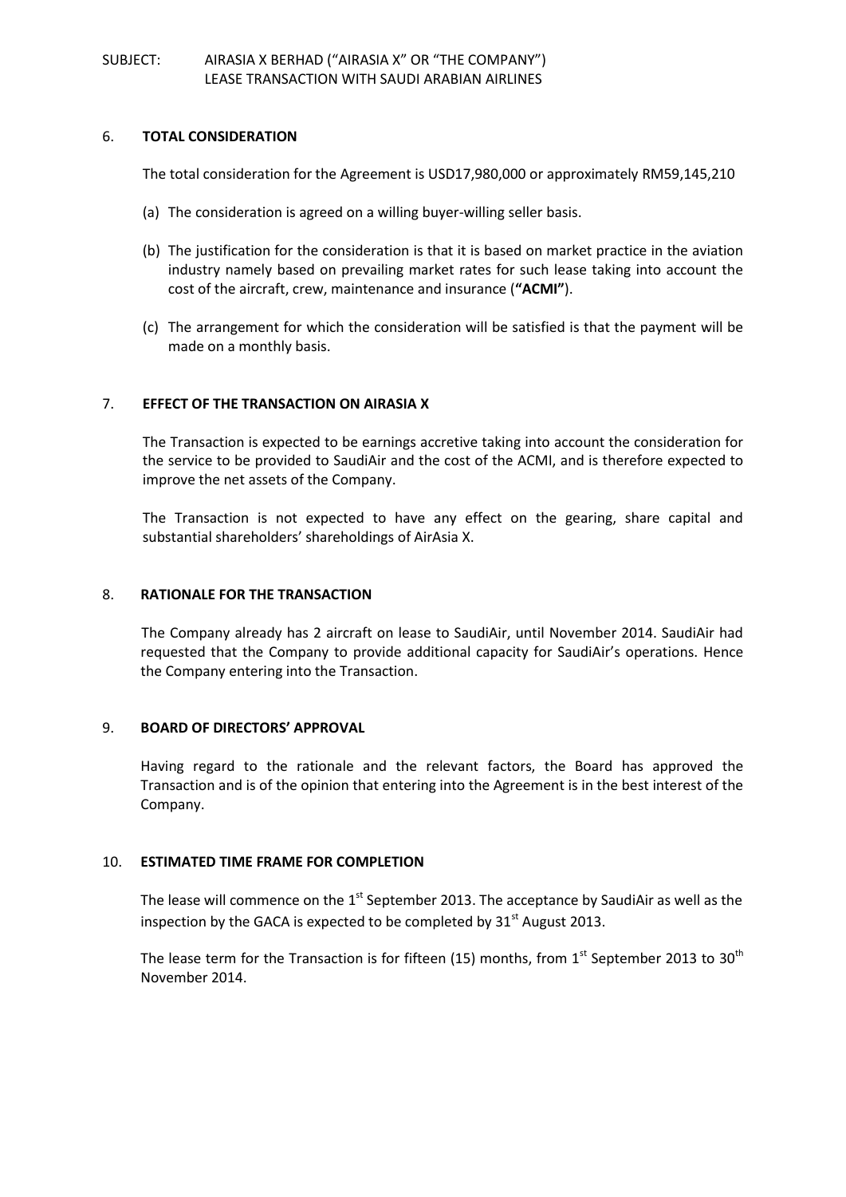SUBJECT: AIRASIA X BERHAD ("AIRASIA X" OR "THE COMPANY")
LEASE TRANSACTION WITH SAUDI ARABIAN AIRLINES

## 6. TOTAL CONSIDERATION

The total consideration for the Agreement is USD17,980,000 or approximately RM59,145,210

(a) The consideration is agreed on a willing buyer-willing seller basis.

(b) The justification for the consideration is that it is based on market practice in the aviation industry namely based on prevailing market rates for such lease taking into account the cost of the aircraft, crew, maintenance and insurance (**"ACMI"**).

(c) The arrangement for which the consideration will be satisfied is that the payment will be made on a monthly basis.

## 7. EFFECT OF THE TRANSACTION ON AIRASIA X

The Transaction is expected to be earnings accretive taking into account the consideration for the service to be provided to SaudiAir and the cost of the ACMI, and is therefore expected to improve the net assets of the Company.

The Transaction is not expected to have any effect on the gearing, share capital and substantial shareholders' shareholdings of AirAsia X.

## 8. RATIONALE FOR THE TRANSACTION

The Company already has 2 aircraft on lease to SaudiAir, until November 2014. SaudiAir had requested that the Company to provide additional capacity for SaudiAir's operations. Hence the Company entering into the Transaction.

## 9. BOARD OF DIRECTORS' APPROVAL

Having regard to the rationale and the relevant factors, the Board has approved the Transaction and is of the opinion that entering into the Agreement is in the best interest of the Company.

## 10. ESTIMATED TIME FRAME FOR COMPLETION

The lease will commence on the 1st September 2013. The acceptance by SaudiAir as well as the inspection by the GACA is expected to be completed by 31st August 2013.

The lease term for the Transaction is for fifteen (15) months, from 1st September 2013 to 30th November 2014.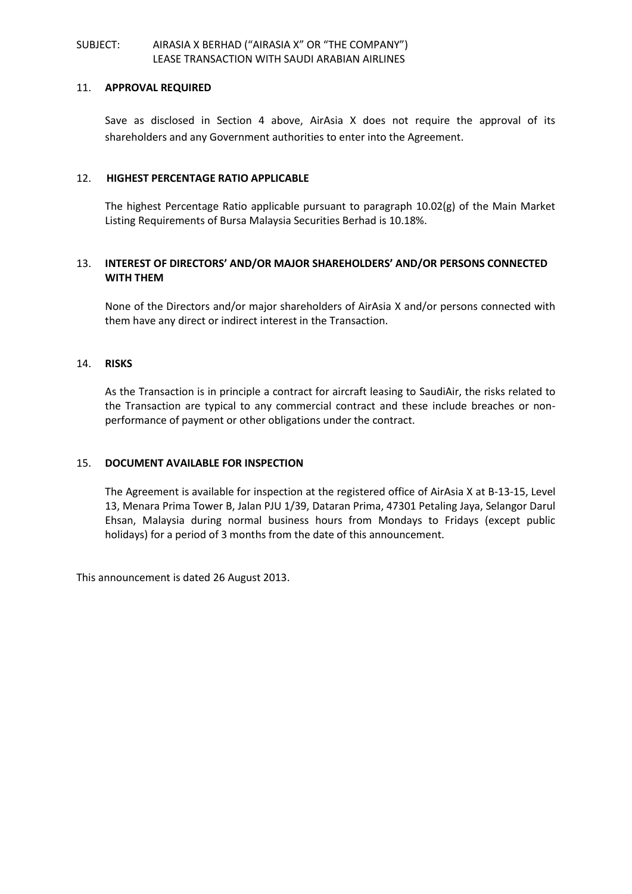SUBJECT: AIRASIA X BERHAD ("AIRASIA X" OR "THE COMPANY")
LEASE TRANSACTION WITH SAUDI ARABIAN AIRLINES

## 11. APPROVAL REQUIRED

Save as disclosed in Section 4 above, AirAsia X does not require the approval of its shareholders and any Government authorities to enter into the Agreement.

## 12. HIGHEST PERCENTAGE RATIO APPLICABLE

The highest Percentage Ratio applicable pursuant to paragraph 10.02(g) of the Main Market Listing Requirements of Bursa Malaysia Securities Berhad is 10.18%.

## 13. INTEREST OF DIRECTORS' AND/OR MAJOR SHAREHOLDERS' AND/OR PERSONS CONNECTED WITH THEM

None of the Directors and/or major shareholders of AirAsia X and/or persons connected with them have any direct or indirect interest in the Transaction.

## 14. RISKS

As the Transaction is in principle a contract for aircraft leasing to SaudiAir, the risks related to the Transaction are typical to any commercial contract and these include breaches or non-performance of payment or other obligations under the contract.

## 15. DOCUMENT AVAILABLE FOR INSPECTION

The Agreement is available for inspection at the registered office of AirAsia X at B-13-15, Level 13, Menara Prima Tower B, Jalan PJU 1/39, Dataran Prima, 47301 Petaling Jaya, Selangor Darul Ehsan, Malaysia during normal business hours from Mondays to Fridays (except public holidays) for a period of 3 months from the date of this announcement.

This announcement is dated 26 August 2013.